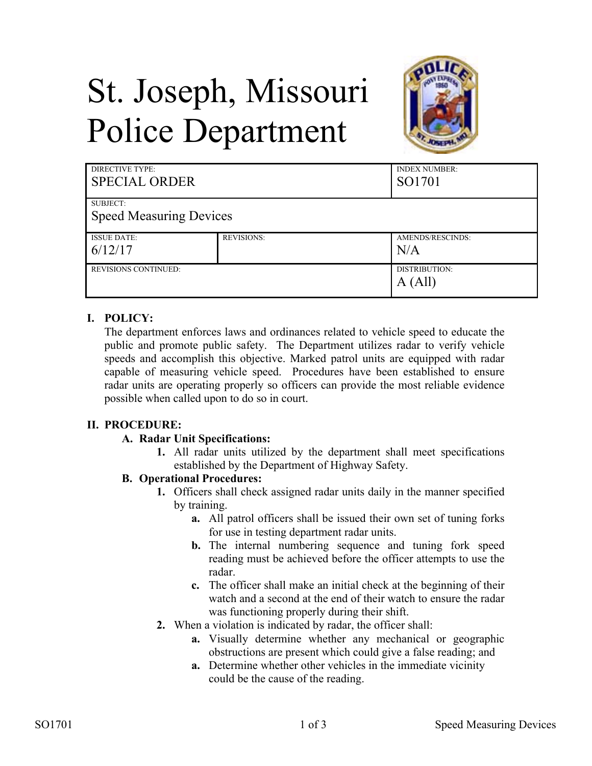# St. Joseph, Missouri Police Department

| DIRECTIVE TYPE: SPECIAL ORDER | | INDEX NUMBER: SO1701 |
|---|---|---|
| SUBJECT: Speed Measuring Devices | | |
| ISSUE DATE: 6/12/17 | REVISIONS: | AMENDS/RESCINDS: N/A |
| REVISIONS CONTINUED: | | DISTRIBUTION: A (All) |

## I. POLICY:

The department enforces laws and ordinances related to vehicle speed to educate the public and promote public safety. The Department utilizes radar to verify vehicle speeds and accomplish this objective. Marked patrol units are equipped with radar capable of measuring vehicle speed. Procedures have been established to ensure radar units are operating properly so officers can provide the most reliable evidence possible when called upon to do so in court.

## II. PROCEDURE:

### A. Radar Unit Specifications:

1. All radar units utilized by the department shall meet specifications established by the Department of Highway Safety.

### B. Operational Procedures:

1. Officers shall check assigned radar units daily in the manner specified by training.
   - **a.** All patrol officers shall be issued their own set of tuning forks for use in testing department radar units.
   - **b.** The internal numbering sequence and tuning fork speed reading must be achieved before the officer attempts to use the radar.
   - **c.** The officer shall make an initial check at the beginning of their watch and a second at the end of their watch to ensure the radar was functioning properly during their shift.
2. When a violation is indicated by radar, the officer shall:
   - **a.** Visually determine whether any mechanical or geographic obstructions are present which could give a false reading; and
   - **a.** Determine whether other vehicles in the immediate vicinity could be the cause of the reading.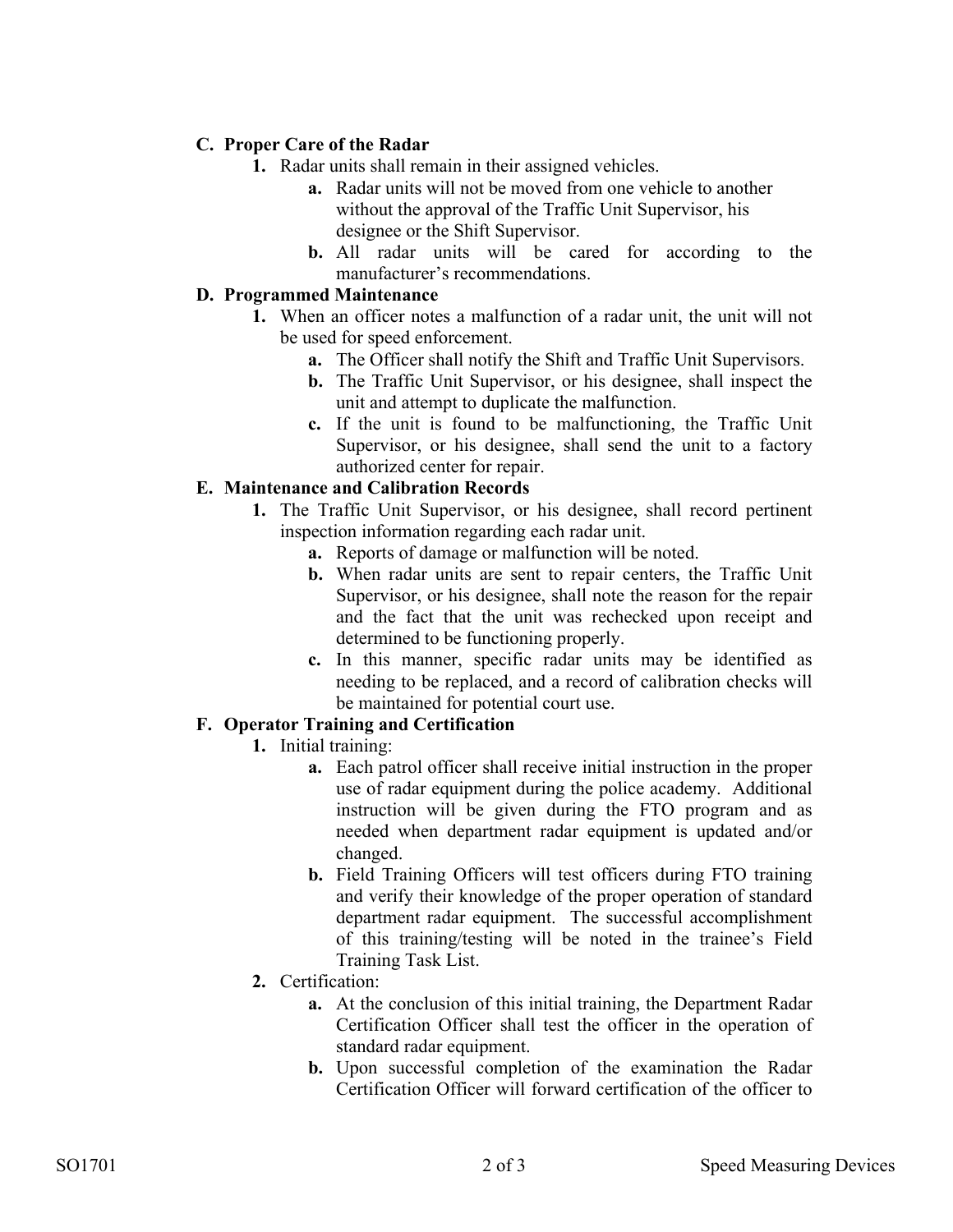**C. Proper Care of the Radar**

1. Radar units shall remain in their assigned vehicles.
    - **a.** Radar units will not be moved from one vehicle to another without the approval of the Traffic Unit Supervisor, his designee or the Shift Supervisor.
    - **b.** All radar units will be cared for according to the manufacturer's recommendations.

**D. Programmed Maintenance**

1. When an officer notes a malfunction of a radar unit, the unit will not be used for speed enforcement.
    - **a.** The Officer shall notify the Shift and Traffic Unit Supervisors.
    - **b.** The Traffic Unit Supervisor, or his designee, shall inspect the unit and attempt to duplicate the malfunction.
    - **c.** If the unit is found to be malfunctioning, the Traffic Unit Supervisor, or his designee, shall send the unit to a factory authorized center for repair.

**E. Maintenance and Calibration Records**

1. The Traffic Unit Supervisor, or his designee, shall record pertinent inspection information regarding each radar unit.
    - **a.** Reports of damage or malfunction will be noted.
    - **b.** When radar units are sent to repair centers, the Traffic Unit Supervisor, or his designee, shall note the reason for the repair and the fact that the unit was rechecked upon receipt and determined to be functioning properly.
    - **c.** In this manner, specific radar units may be identified as needing to be replaced, and a record of calibration checks will be maintained for potential court use.

**F. Operator Training and Certification**

1. Initial training:
    - **a.** Each patrol officer shall receive initial instruction in the proper use of radar equipment during the police academy. Additional instruction will be given during the FTO program and as needed when department radar equipment is updated and/or changed.
    - **b.** Field Training Officers will test officers during FTO training and verify their knowledge of the proper operation of standard department radar equipment. The successful accomplishment of this training/testing will be noted in the trainee's Field Training Task List.
2. Certification:
    - **a.** At the conclusion of this initial training, the Department Radar Certification Officer shall test the officer in the operation of standard radar equipment.
    - **b.** Upon successful completion of the examination the Radar Certification Officer will forward certification of the officer to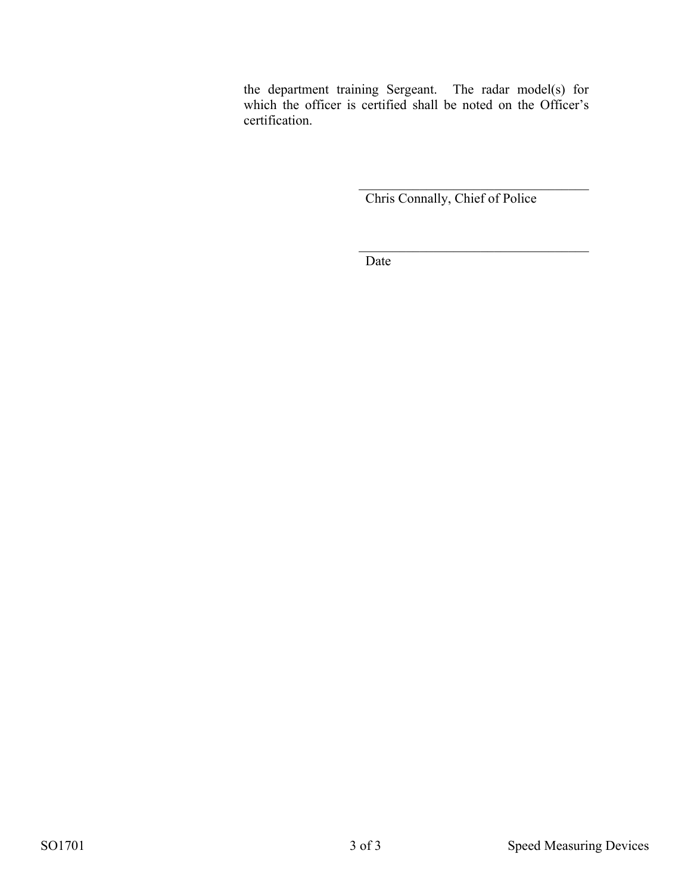the department training Sergeant. The radar model(s) for which the officer is certified shall be noted on the Officer's certification.

\_\_\_\_\_\_\_\_\_\_\_\_\_\_\_\_\_\_\_\_\_\_\_\_\_\_\_\_\_\_\_\_\_\_\_\_

Chris Connally, Chief of Police

\_\_\_\_\_\_\_\_\_\_\_\_\_\_\_\_\_\_\_\_\_\_\_\_\_\_\_\_\_\_\_\_\_\_\_\_

Date